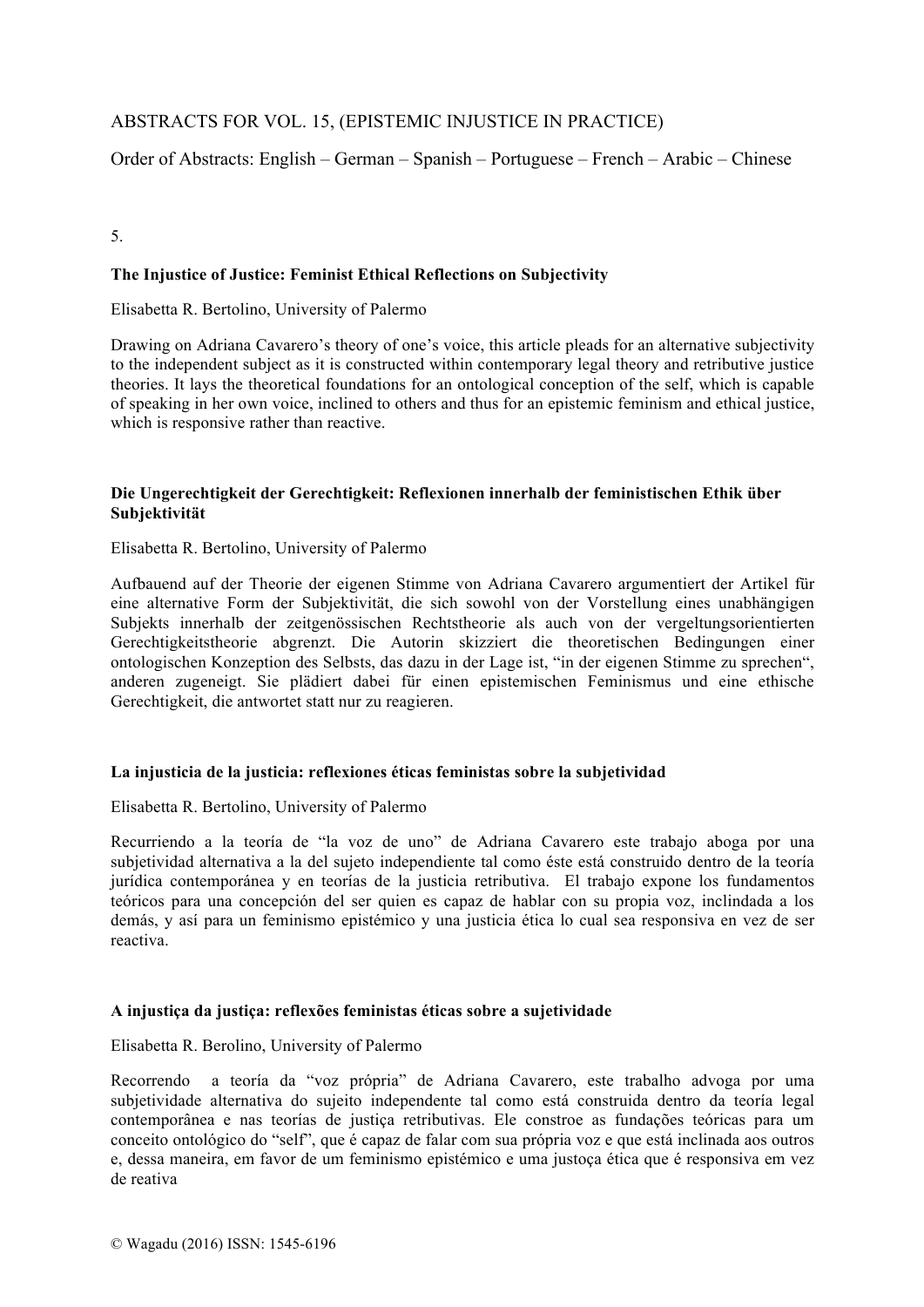ABSTRACTS FOR VOL. 15, (EPISTEMIC INJUSTICE IN PRACTICE)

Order of Abstracts: English – German – Spanish – Portuguese – French – Arabic – Chinese

5.

**The Injustice of Justice: Feminist Ethical Reflections on Subjectivity**

Elisabetta R. Bertolino, University of Palermo

Drawing on Adriana Cavarero's theory of one's voice, this article pleads for an alternative subjectivity to the independent subject as it is constructed within contemporary legal theory and retributive justice theories. It lays the theoretical foundations for an ontological conception of the self, which is capable of speaking in her own voice, inclined to others and thus for an epistemic feminism and ethical justice, which is responsive rather than reactive.

**Die Ungerechtigkeit der Gerechtigkeit: Reflexionen innerhalb der feministischen Ethik über Subjektivität**

Elisabetta R. Bertolino, University of Palermo

Aufbauend auf der Theorie der eigenen Stimme von Adriana Cavarero argumentiert der Artikel für eine alternative Form der Subjektivität, die sich sowohl von der Vorstellung eines unabhängigen Subjekts innerhalb der zeitgenössischen Rechtstheorie als auch von der vergeltungsorientierten Gerechtigkeitstheorie abgrenzt. Die Autorin skizziert die theoretischen Bedingungen einer ontologischen Konzeption des Selbsts, das dazu in der Lage ist, "in der eigenen Stimme zu sprechen", anderen zugeneigt. Sie plädiert dabei für einen epistemischen Feminismus und eine ethische Gerechtigkeit, die antwortet statt nur zu reagieren.

**La injusticia de la justicia: reflexiones éticas feministas sobre la subjetividad**

Elisabetta R. Bertolino, University of Palermo

Recurriendo a la teoría de "la voz de uno" de Adriana Cavarero este trabajo aboga por una subjetividad alternativa a la del sujeto independiente tal como éste está construido dentro de la teoría jurídica contemporánea y en teorías de la justicia retributiva. El trabajo expone los fundamentos teóricos para una concepción del ser quien es capaz de hablar con su propia voz, inclindada a los demás, y así para un feminismo epistémico y una justicia ética lo cual sea responsiva en vez de ser reactiva.

**A injustiça da justiça: reflexões feministas éticas sobre a sujetividade**

Elisabetta R. Berolino, University of Palermo

Recorrendo a teoría da "voz própria" de Adriana Cavarero, este trabalho advoga por uma subjetividade alternativa do sujeito independente tal como está construida dentro da teoría legal contemporânea e nas teorías de justiça retributivas. Ele constroe as fundações teóricas para um conceito ontológico do "self", que é capaz de falar com sua própria voz e que está inclinada aos outros e, dessa maneira, em favor de um feminismo epistémico e uma justoça ética que é responsiva em vez de reativa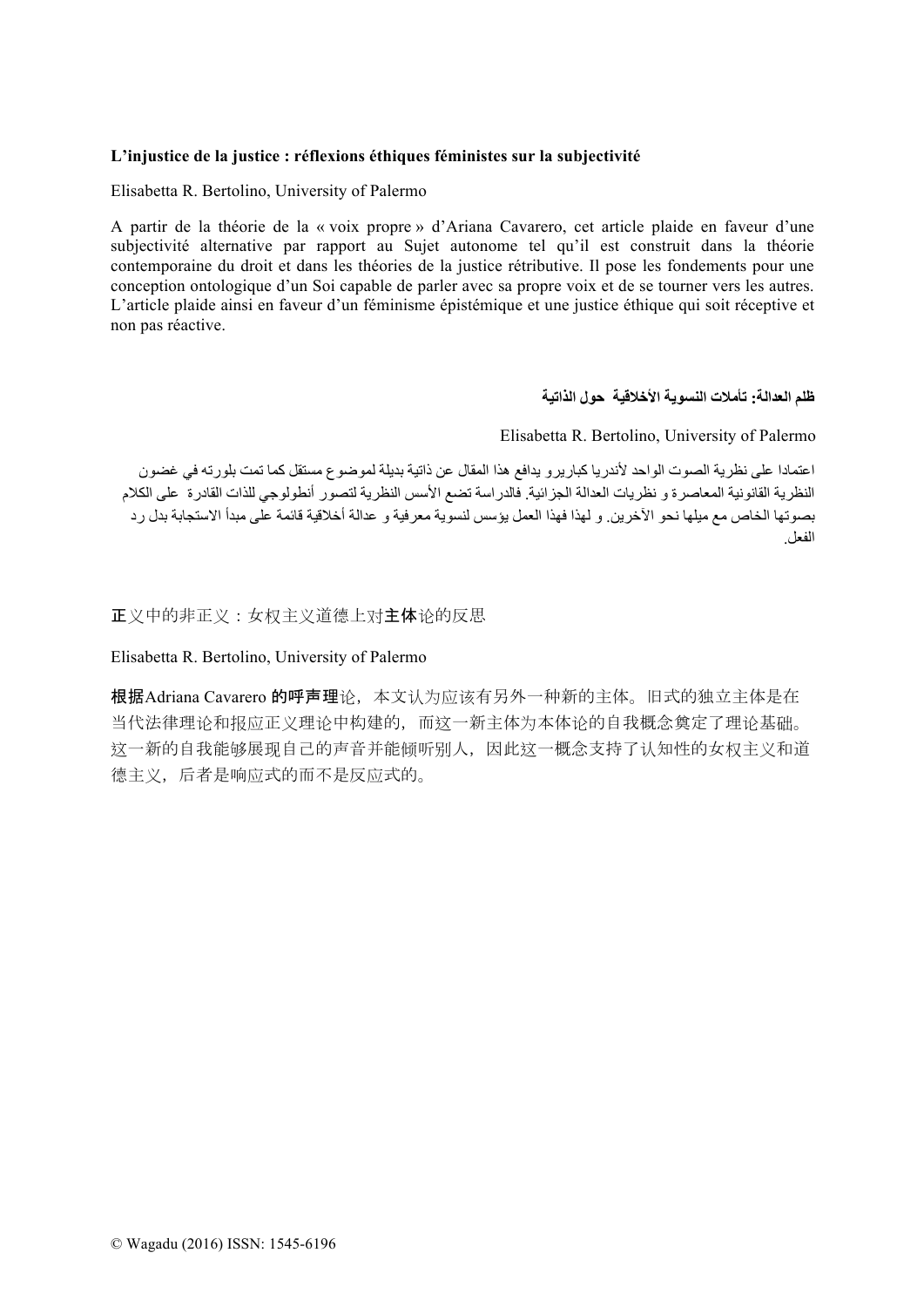**L’injustice de la justice : réflexions éthiques féministes sur la subjectivité**

Elisabetta R. Bertolino, University of Palermo

A partir de la théorie de la « voix propre » d’Ariana Cavarero, cet article plaide en faveur d’une subjectivité alternative par rapport au Sujet autonome tel qu’il est construit dans la théorie contemporaine du droit et dans les théories de la justice rétributive. Il pose les fondements pour une conception ontologique d’un Soi capable de parler avec sa propre voix et de se tourner vers les autres. L’article plaide ainsi en faveur d’un féminisme épistémique et une justice éthique qui soit réceptive et non pas réactive.

**ظلم العدالة: تأملات النسوية الأخلاقية حول الذاتية**

Elisabetta R. Bertolino, University of Palermo

اعتمادا على نظرية الصوت الواحد لأندريا كباريرو يدافع هذا المقال عن ذاتية بديلة لموضوع مستقل كما تمت بلورته في غضون النظرية القانونية المعاصرة و نظريات العدالة الجزائية. فالدراسة تضع الأسس النظرية لتصور أنطولوجي للذات القادرة على الكلام بصوتها الخاص مع ميلها نحو الآخرين. و لهذا فهذا العمل يؤسس لنسوية معرفية و عدالة أخلاقية قائمة على مبدأ الاستجابة بدل رد الفعل.

正义中的非正义：女权主义道德上对主体论的反思

Elisabetta R. Bertolino, University of Palermo

根据Adriana Cavarero 的呼声理论，本文认为应该有另外一种新的主体。旧式的独立主体是在当代法律理论和报应正义理论中构建的，而这一新主体为本体论的自我概念奠定了理论基础。这一新的自我能够展现自己的声音并能倾听别人，因此这一概念支持了认知性的女权主义和道德主义，后者是响应式的而不是反应式的。

© Wagadu (2016) ISSN: 1545-6196